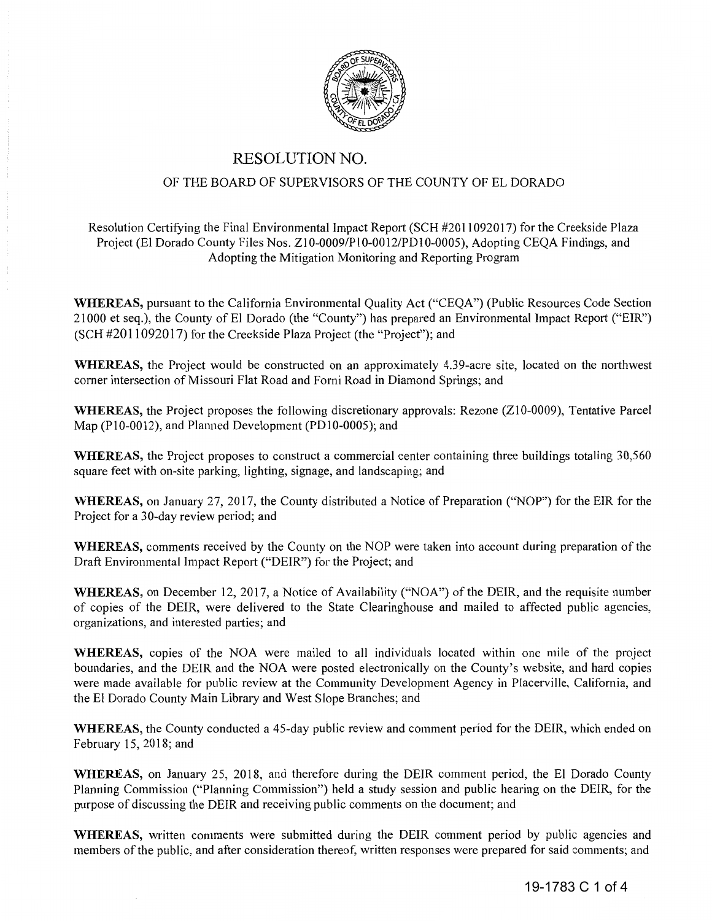# RESOLUTION NO.

## OF THE BOARD OF SUPERVISORS OF THE COUNTY OF EL DORADO

Resolution Certifying the Final Environmental Impact Report (SCH #2011092017) for the Creekside Plaza Project (El Dorado County Files Nos. Z10-0009/P10-0012/PD10-0005), Adopting CEQA Findings, and Adopting the Mitigation Monitoring and Reporting Program

**WHEREAS,** pursuant to the California Environmental Quality Act ("CEQA") (Public Resources Code Section 21000 et seq.), the County of El Dorado (the "County") has prepared an Environmental Impact Report ("EIR") (SCH #2011092017) for the Creekside Plaza Project (the "Project"); and

**WHEREAS,** the Project would be constructed on an approximately 4.39-acre site, located on the northwest corner intersection of Missouri Flat Road and Forni Road in Diamond Springs; and

**WHEREAS,** the Project proposes the following discretionary approvals: Rezone (Z10-0009), Tentative Parcel Map (P10-0012), and Planned Development (PD10-0005); and

**WHEREAS,** the Project proposes to construct a commercial center containing three buildings totaling 30,560 square feet with on-site parking, lighting, signage, and landscaping; and

**WHEREAS,** on January 27, 2017, the County distributed a Notice of Preparation ("NOP") for the EIR for the Project for a 30-day review period; and

**WHEREAS,** comments received by the County on the NOP were taken into account during preparation of the Draft Environmental Impact Report ("DEIR") for the Project; and

**WHEREAS,** on December 12, 2017, a Notice of Availability ("NOA") of the DEIR, and the requisite number of copies of the DEIR, were delivered to the State Clearinghouse and mailed to affected public agencies, organizations, and interested parties; and

**WHEREAS,** copies of the NOA were mailed to all individuals located within one mile of the project boundaries, and the DEIR and the NOA were posted electronically on the County's website, and hard copies were made available for public review at the Community Development Agency in Placerville, California, and the El Dorado County Main Library and West Slope Branches; and

**WHEREAS,** the County conducted a 45-day public review and comment period for the DEIR, which ended on February 15, 2018; and

**WHEREAS,** on January 25, 2018, and therefore during the DEIR comment period, the El Dorado County Planning Commission ("Planning Commission") held a study session and public hearing on the DEIR, for the purpose of discussing the DEIR and receiving public comments on the document; and

**WHEREAS,** written comments were submitted during the DEIR comment period by public agencies and members of the public, and after consideration thereof, written responses were prepared for said comments; and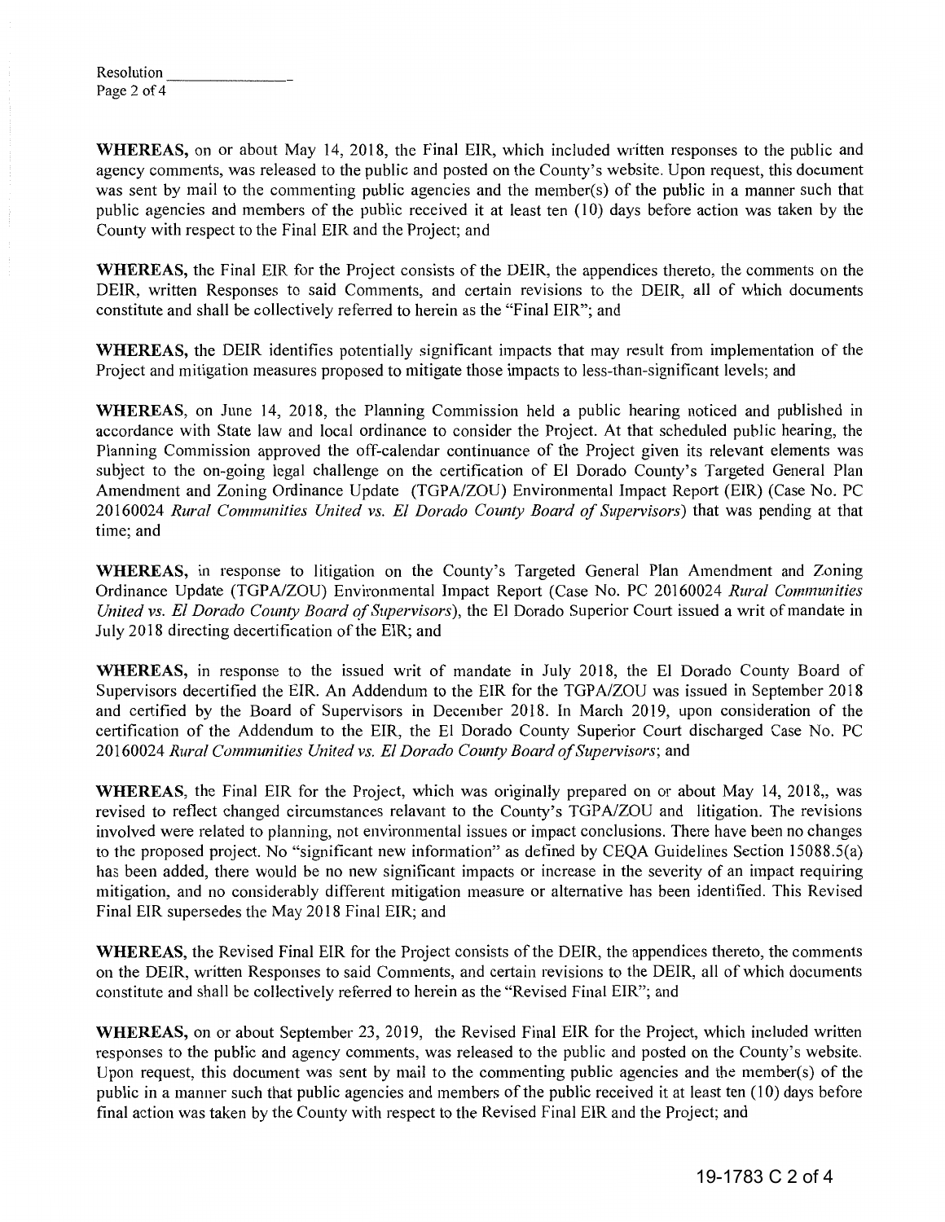**WHEREAS,** on or about May 14, 2018, the Final EIR, which included written responses to the public and agency comments, was released to the public and posted on the County's website. Upon request, this document was sent by mail to the commenting public agencies and the member(s) of the public in a manner such that public agencies and members of the public received it at least ten (10) days before action was taken by the County with respect to the Final EIR and the Project; and

**WHEREAS,** the Final EIR for the Project consists of the DEIR, the appendices thereto, the comments on the DEIR, written Responses to said Comments, and certain revisions to the DEIR, all of which documents constitute and shall be collectively referred to herein as the "Final EIR"; and

**WHEREAS,** the DEIR identifies potentially significant impacts that may result from implementation of the Project and mitigation measures proposed to mitigate those impacts to less-than-significant levels; and

**WHEREAS,** on June 14, 2018, the Planning Commission held a public hearing noticed and published in accordance with State law and local ordinance to consider the Project. At that scheduled public hearing, the Planning Commission approved the off-calendar continuance of the Project given its relevant elements was subject to the on-going legal challenge on the certification of El Dorado County's Targeted General Plan Amendment and Zoning Ordinance Update (TGPA/ZOU) Environmental Impact Report (EIR) (Case No. PC 20160024 *Rural Communities United vs. El Dorado County Board of Supervisors*) that was pending at that time; and

**WHEREAS,** in response to litigation on the County's Targeted General Plan Amendment and Zoning Ordinance Update (TGPA/ZOU) Environmental Impact Report (Case No. PC 20160024 *Rural Communities United vs. El Dorado County Board of Supervisors*), the El Dorado Superior Court issued a writ of mandate in July 2018 directing decertification of the EIR; and

**WHEREAS,** in response to the issued writ of mandate in July 2018, the El Dorado County Board of Supervisors decertified the EIR. An Addendum to the EIR for the TGPA/ZOU was issued in September 2018 and certified by the Board of Supervisors in December 2018. In March 2019, upon consideration of the certification of the Addendum to the EIR, the El Dorado County Superior Court discharged Case No. PC 20160024 *Rural Communities United vs. El Dorado County Board of Supervisors*; and

**WHEREAS,** the Final EIR for the Project, which was originally prepared on or about May 14, 2018,, was revised to reflect changed circumstances relavant to the County's TGPA/ZOU and litigation. The revisions involved were related to planning, not environmental issues or impact conclusions. There have been no changes to the proposed project. No "significant new information" as defined by CEQA Guidelines Section 15088.5(a) has been added, there would be no new significant impacts or increase in the severity of an impact requiring mitigation, and no considerably different mitigation measure or alternative has been identified. This Revised Final EIR supersedes the May 2018 Final EIR; and

**WHEREAS,** the Revised Final EIR for the Project consists of the DEIR, the appendices thereto, the comments on the DEIR, written Responses to said Comments, and certain revisions to the DEIR, all of which documents constitute and shall be collectively referred to herein as the "Revised Final EIR"; and

**WHEREAS,** on or about September 23, 2019, the Revised Final EIR for the Project, which included written responses to the public and agency comments, was released to the public and posted on the County's website. Upon request, this document was sent by mail to the commenting public agencies and the member(s) of the public in a manner such that public agencies and members of the public received it at least ten (10) days before final action was taken by the County with respect to the Revised Final EIR and the Project; and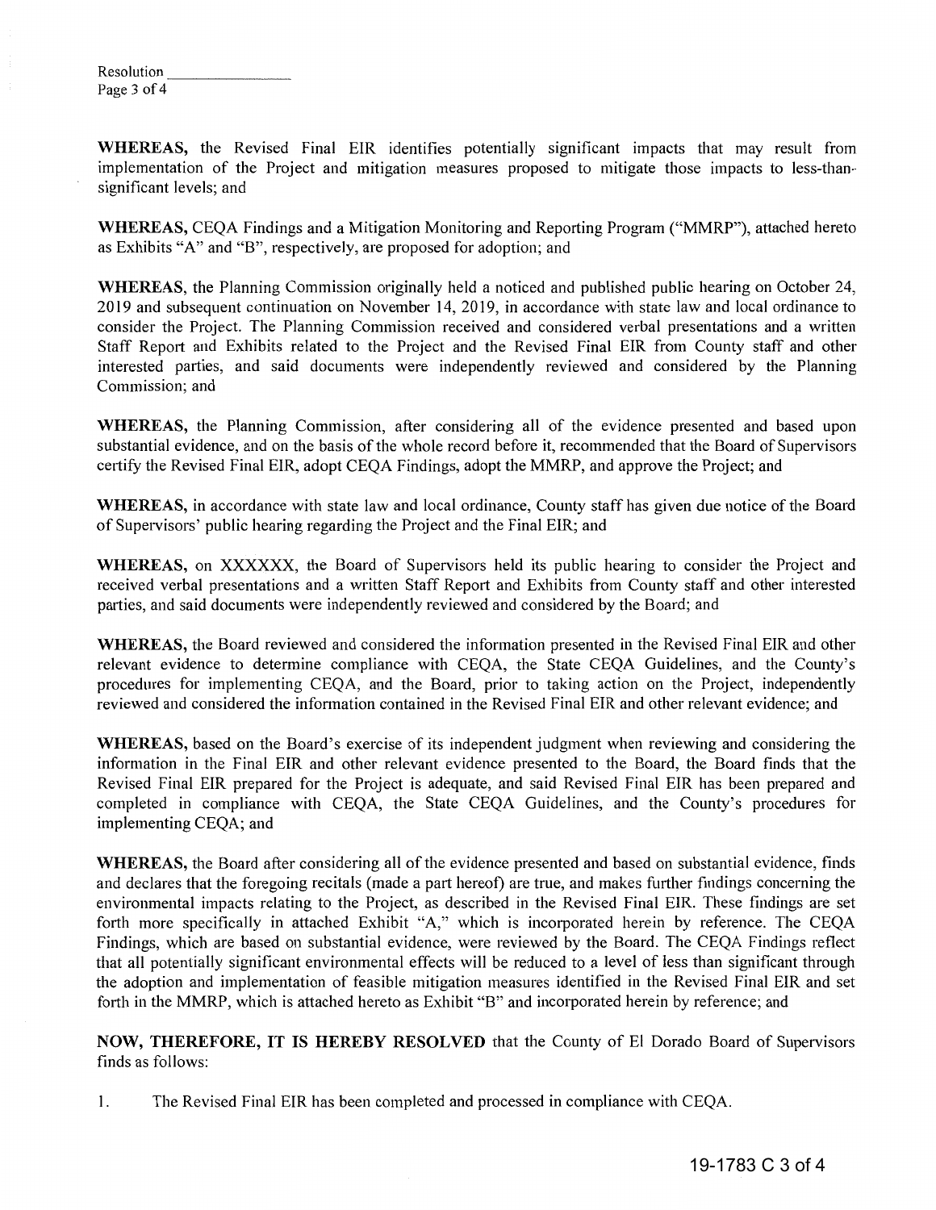**WHEREAS,** the Revised Final EIR identifies potentially significant impacts that may result from implementation of the Project and mitigation measures proposed to mitigate those impacts to less-than-significant levels; and

**WHEREAS,** CEQA Findings and a Mitigation Monitoring and Reporting Program ("MMRP"), attached hereto as Exhibits "A" and "B", respectively, are proposed for adoption; and

**WHEREAS,** the Planning Commission originally held a noticed and published public hearing on October 24, 2019 and subsequent continuation on November 14, 2019, in accordance with state law and local ordinance to consider the Project. The Planning Commission received and considered verbal presentations and a written Staff Report and Exhibits related to the Project and the Revised Final EIR from County staff and other interested parties, and said documents were independently reviewed and considered by the Planning Commission; and

**WHEREAS,** the Planning Commission, after considering all of the evidence presented and based upon substantial evidence, and on the basis of the whole record before it, recommended that the Board of Supervisors certify the Revised Final EIR, adopt CEQA Findings, adopt the MMRP, and approve the Project; and

**WHEREAS,** in accordance with state law and local ordinance, County staff has given due notice of the Board of Supervisors' public hearing regarding the Project and the Final EIR; and

**WHEREAS,** on XXXXXX, the Board of Supervisors held its public hearing to consider the Project and received verbal presentations and a written Staff Report and Exhibits from County staff and other interested parties, and said documents were independently reviewed and considered by the Board; and

**WHEREAS,** the Board reviewed and considered the information presented in the Revised Final EIR and other relevant evidence to determine compliance with CEQA, the State CEQA Guidelines, and the County's procedures for implementing CEQA, and the Board, prior to taking action on the Project, independently reviewed and considered the information contained in the Revised Final EIR and other relevant evidence; and

**WHEREAS,** based on the Board's exercise of its independent judgment when reviewing and considering the information in the Final EIR and other relevant evidence presented to the Board, the Board finds that the Revised Final EIR prepared for the Project is adequate, and said Revised Final EIR has been prepared and completed in compliance with CEQA, the State CEQA Guidelines, and the County's procedures for implementing CEQA; and

**WHEREAS,** the Board after considering all of the evidence presented and based on substantial evidence, finds and declares that the foregoing recitals (made a part hereof) are true, and makes further findings concerning the environmental impacts relating to the Project, as described in the Revised Final EIR. These findings are set forth more specifically in attached Exhibit "A," which is incorporated herein by reference. The CEQA Findings, which are based on substantial evidence, were reviewed by the Board. The CEQA Findings reflect that all potentially significant environmental effects will be reduced to a level of less than significant through the adoption and implementation of feasible mitigation measures identified in the Revised Final EIR and set forth in the MMRP, which is attached hereto as Exhibit "B" and incorporated herein by reference; and

**NOW, THEREFORE, IT IS HEREBY RESOLVED** that the County of El Dorado Board of Supervisors finds as follows:

1. The Revised Final EIR has been completed and processed in compliance with CEQA.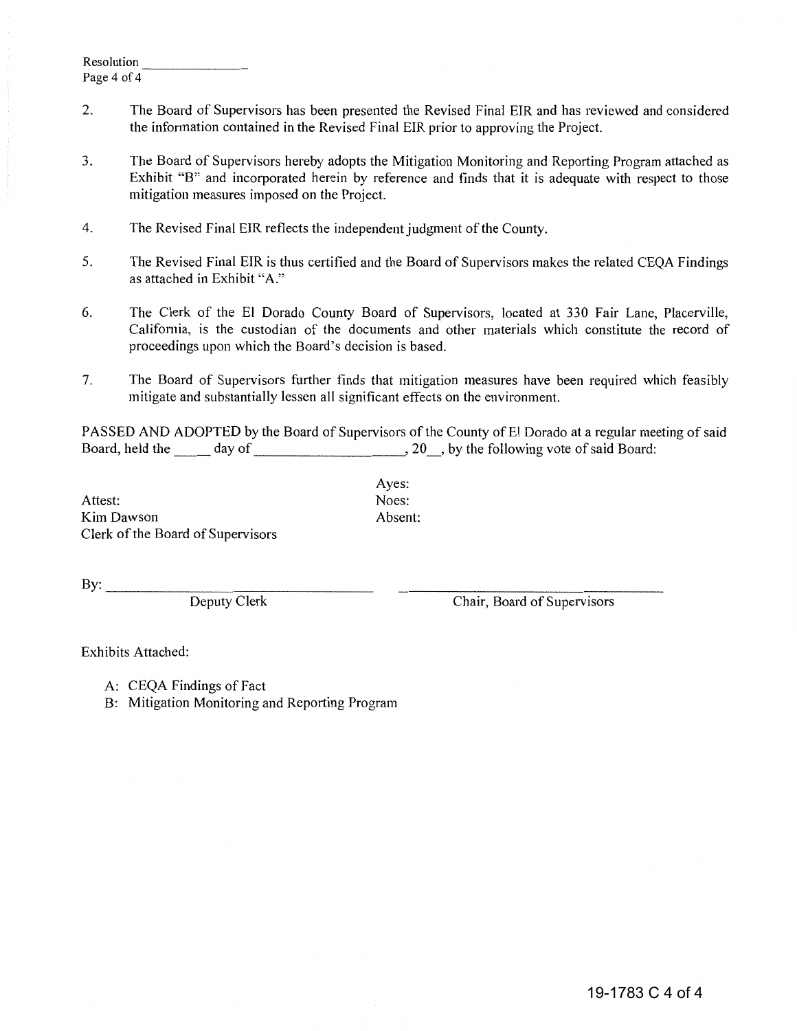2. The Board of Supervisors has been presented the Revised Final EIR and has reviewed and considered the information contained in the Revised Final EIR prior to approving the Project.

3. The Board of Supervisors hereby adopts the Mitigation Monitoring and Reporting Program attached as Exhibit "B" and incorporated herein by reference and finds that it is adequate with respect to those mitigation measures imposed on the Project.

4. The Revised Final EIR reflects the independent judgment of the County.

5. The Revised Final EIR is thus certified and the Board of Supervisors makes the related CEQA Findings as attached in Exhibit "A."

6. The Clerk of the El Dorado County Board of Supervisors, located at 330 Fair Lane, Placerville, California, is the custodian of the documents and other materials which constitute the record of proceedings upon which the Board's decision is based.

7. The Board of Supervisors further finds that mitigation measures have been required which feasibly mitigate and substantially lessen all significant effects on the environment.

PASSED AND ADOPTED by the Board of Supervisors of the County of El Dorado at a regular meeting of said Board, held the _____ day of ____________________, 20__, by the following vote of said Board:

Ayes:
Noes:
Absent:

Attest:
Kim Dawson
Clerk of the Board of Supervisors

By: ______________________________
Deputy Clerk

______________________________
Chair, Board of Supervisors

Exhibits Attached:

- A: CEQA Findings of Fact
- B: Mitigation Monitoring and Reporting Program